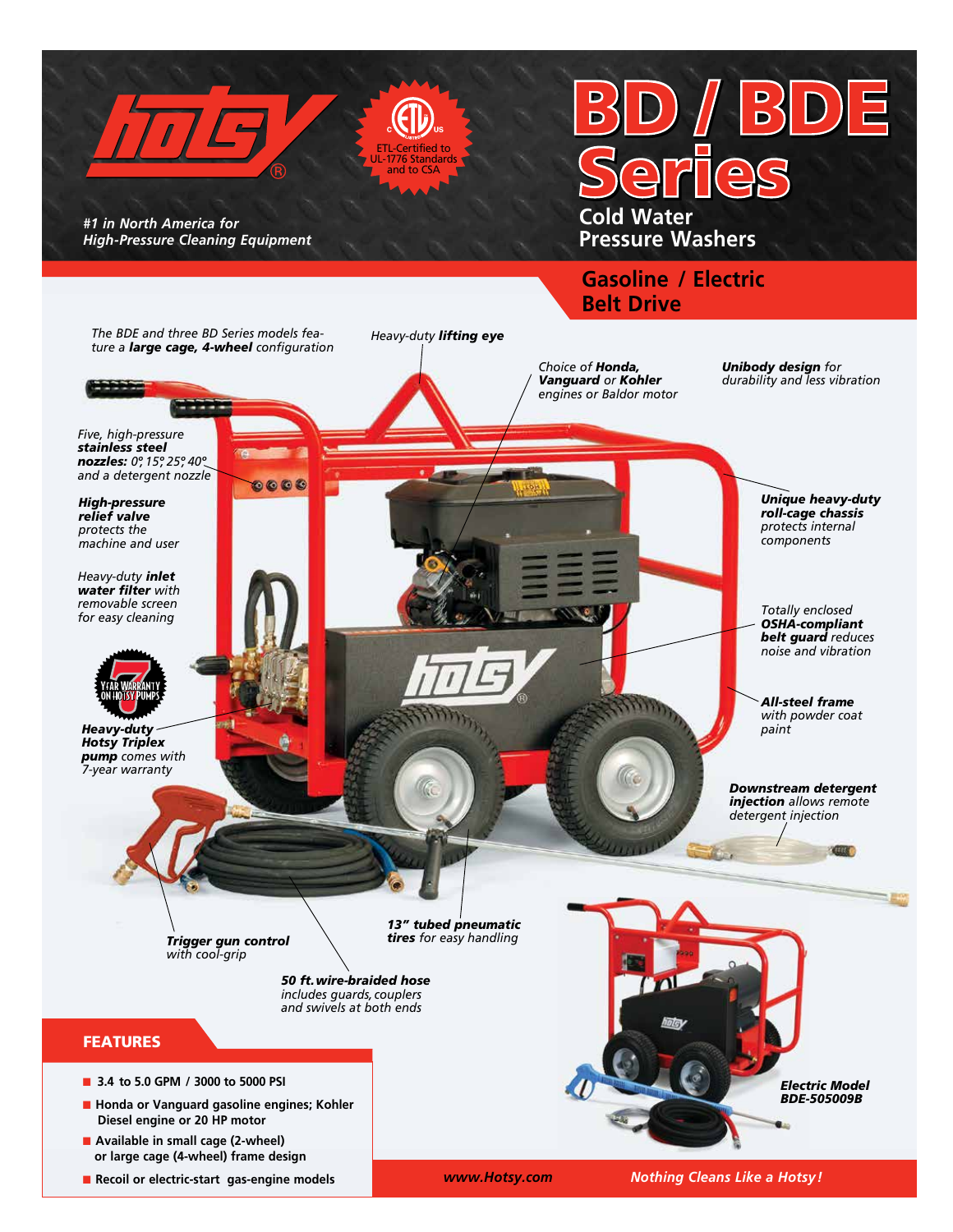hotsy®

ETL-Certified to UL-1776 Standards and to CSA

*#1 in North America for High-Pressure Cleaning Equipment*

# BD / BDE Series

## Cold Water Pressure Washers

### Gasoline / Electric Belt Drive

*The BDE and three BD Series models feature a **large cage, 4-wheel** configuration*

*Heavy-duty **lifting eye***

*Choice of **Honda, Vanguard** or **Kohler** engines or Baldor motor*

***Unibody design** for durability and less vibration*

*Five, high-pressure **stainless steel nozzles:** 0°, 15°, 25°, 40° and a detergent nozzle*

***High-pressure relief valve** protects the machine and user*

*Heavy-duty **inlet water filter** with removable screen for easy cleaning*

7 YEAR WARRANTY ON HOTSY PUMPS

***Heavy-duty Hotsy Triplex pump** comes with 7-year warranty*

***Unique heavy-duty roll-cage chassis** protects internal components*

*Totally enclosed **OSHA-compliant belt guard** reduces noise and vibration*

***All-steel frame** with powder coat paint*

***Downstream detergent injection** allows remote detergent injection*

***Trigger gun control** with cool-grip*

***13" tubed pneumatic tires** for easy handling*

***50 ft. wire-braided hose** includes guards, couplers and swivels at both ends*

**Electric Model BDE-505009B**

## FEATURES

- 3.4 to 5.0 GPM / 3000 to 5000 PSI
- Honda or Vanguard gasoline engines; Kohler Diesel engine or 20 HP motor
- Available in small cage (2-wheel) or large cage (4-wheel) frame design
- Recoil or electric-start gas-engine models

*www.Hotsy.com*

*Nothing Cleans Like a Hotsy!*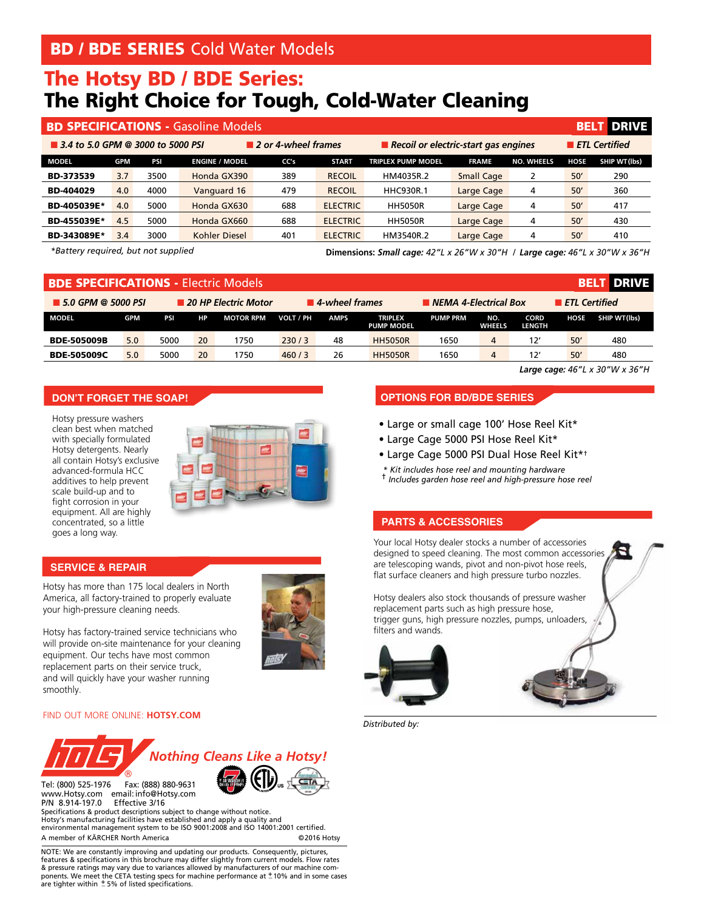# BD / BDE SERIES Cold Water Models

## The Hotsy BD / BDE Series: The Right Choice for Tough, Cold-Water Cleaning

### BD SPECIFICATIONS - Gasoline Models

BELT DRIVE

- 3.4 to 5.0 GPM @ 3000 to 5000 PSI
- 2 or 4-wheel frames
- Recoil or electric-start gas engines
- ETL Certified

| MODEL | GPM | PSI | ENGINE / MODEL | CC's | START | TRIPLEX PUMP MODEL | FRAME | NO. WHEELS | HOSE | SHIP WT (lbs) |
|---|---|---|---|---|---|---|---|---|---|---|
| BD-373539 | 3.7 | 3500 | Honda GX390 | 389 | RECOIL | HM4035R.2 | Small Cage | 2 | 50' | 290 |
| BD-404029 | 4.0 | 4000 | Vanguard 16 | 479 | RECOIL | HHC930R.1 | Large Cage | 4 | 50' | 360 |
| BD-405039E* | 4.0 | 5000 | Honda GX630 | 688 | ELECTRIC | HH5050R | Large Cage | 4 | 50' | 417 |
| BD-455039E* | 4.5 | 5000 | Honda GX660 | 688 | ELECTRIC | HH5050R | Large Cage | 4 | 50' | 430 |
| BD-343089E* | 3.4 | 3000 | Kohler Diesel | 401 | ELECTRIC | HM3540R.2 | Large Cage | 4 | 50' | 410 |

*Battery required, but not supplied

**Dimensions:** *Small cage: 42"L x 26"W x 30"H* / *Large cage: 46"L x 30"W x 36"H*

### BDE SPECIFICATIONS - Electric Models

BELT DRIVE

- 5.0 GPM @ 5000 PSI
- 20 HP Electric Motor
- 4-wheel frames
- NEMA 4-Electrical Box
- ETL Certified

| MODEL | GPM | PSI | HP | MOTOR RPM | VOLT / PH | AMPS | TRIPLEX PUMP MODEL | PUMP PRM | NO. WHEELS | CORD LENGTH | HOSE | SHIP WT (lbs) |
|---|---|---|---|---|---|---|---|---|---|---|---|---|
| BDE-505009B | 5.0 | 5000 | 20 | 1750 | 230 / 3 | 48 | HH5050R | 1650 | 4 | 12' | 50' | 480 |
| BDE-505009C | 5.0 | 5000 | 20 | 1750 | 460 / 3 | 26 | HH5050R | 1650 | 4 | 12' | 50' | 480 |

*Large cage: 46"L x 30"W x 36"H*

### DON'T FORGET THE SOAP!

Hotsy pressure washers clean best when matched with specially formulated Hotsy detergents. Nearly all contain Hotsy's exclusive advanced-formula HCC additives to help prevent scale build-up and to fight corrosion in your equipment. All are highly concentrated, so a little goes a long way.

### SERVICE & REPAIR

Hotsy has more than 175 local dealers in North America, all factory-trained to properly evaluate your high-pressure cleaning needs.

Hotsy has factory-trained service technicians who will provide on-site maintenance for your cleaning equipment. Our techs have most common replacement parts on their service truck, and will quickly have your washer running smoothly.

FIND OUT MORE ONLINE: **HOTSY.COM**

### OPTIONS FOR BD/BDE SERIES

- Large or small cage 100' Hose Reel Kit*
- Large Cage 5000 PSI Hose Reel Kit*
- Large Cage 5000 PSI Dual Hose Reel Kit*†

*\* Kit includes hose reel and mounting hardware*
*† Includes garden hose reel and high-pressure hose reel*

### PARTS & ACCESSORIES

Your local Hotsy dealer stocks a number of accessories designed to speed cleaning. The most common accessories are telescoping wands, pivot and non-pivot hose reels, flat surface cleaners and high pressure turbo nozzles.

Hotsy dealers also stock thousands of pressure washer replacement parts such as high pressure hose, trigger guns, high pressure nozzles, pumps, unloaders, filters and wands.

*Distributed by:*

*Nothing Cleans Like a Hotsy!*

Tel: (800) 525-1976 Fax: (888) 880-9631
www.Hotsy.com email: info@Hotsy.com
P/N 8.914-197.0 Effective 3/16
Specifications & product descriptions subject to change without notice.
Hotsy's manufacturing facilities have established and apply a quality and environmental management system to be ISO 9001:2008 and ISO 14001:2001 certified.
A member of KÄRCHER North America ©2016 Hotsy

NOTE: We are constantly improving and updating our products. Consequently, pictures, features & specifications in this brochure may differ slightly from current models. Flow rates & pressure ratings may vary due to variances allowed by manufacturers of our machine components. We meet the CETA testing specs for machine performance at ±10% and in some cases are tighter within ± 5% of listed specifications.